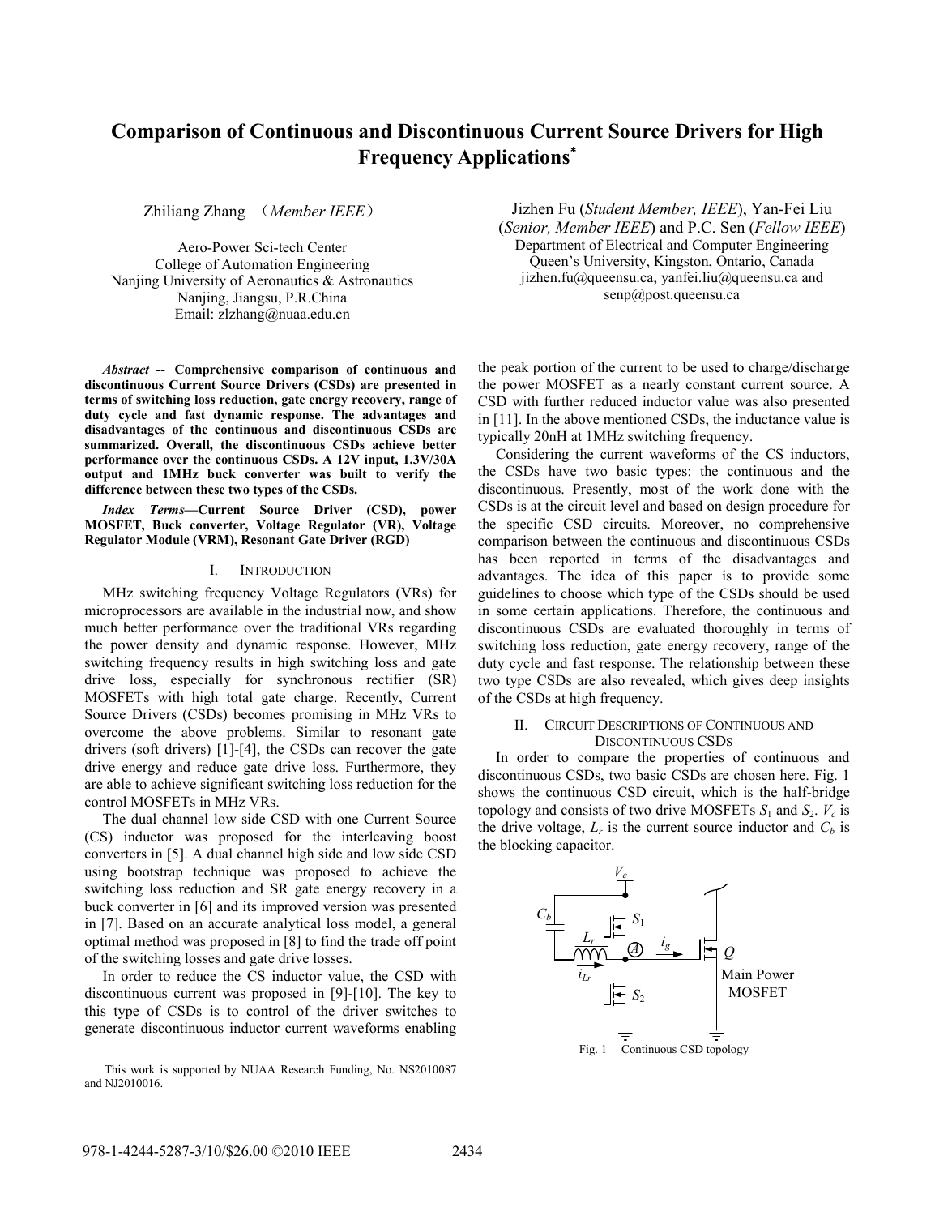# Comparison of Continuous and Discontinuous Current Source Drivers for High Frequency Applications*

Zhiliang Zhang (*Member IEEE*)

Aero-Power Sci-tech Center
College of Automation Engineering
Nanjing University of Aeronautics & Astronautics
Nanjing, Jiangsu, P.R.China
Email: zlzhang@nuaa.edu.cn

Jizhen Fu (*Student Member, IEEE*), Yan-Fei Liu (*Senior, Member IEEE*) and P.C. Sen (*Fellow IEEE*)
Department of Electrical and Computer Engineering
Queen's University, Kingston, Ontario, Canada
jizhen.fu@queensu.ca, yanfei.liu@queensu.ca and senp@post.queensu.ca

***Abstract* -- Comprehensive comparison of continuous and discontinuous Current Source Drivers (CSDs) are presented in terms of switching loss reduction, gate energy recovery, range of duty cycle and fast dynamic response. The advantages and disadvantages of the continuous and discontinuous CSDs are summarized. Overall, the discontinuous CSDs achieve better performance over the continuous CSDs. A 12V input, 1.3V/30A output and 1MHz buck converter was built to verify the difference between these two types of the CSDs.**

***Index Terms*—Current Source Driver (CSD), power MOSFET, Buck converter, Voltage Regulator (VR), Voltage Regulator Module (VRM), Resonant Gate Driver (RGD)**

## I. Introduction

MHz switching frequency Voltage Regulators (VRs) for microprocessors are available in the industrial now, and show much better performance over the traditional VRs regarding the power density and dynamic response. However, MHz switching frequency results in high switching loss and gate drive loss, especially for synchronous rectifier (SR) MOSFETs with high total gate charge. Recently, Current Source Drivers (CSDs) becomes promising in MHz VRs to overcome the above problems. Similar to resonant gate drivers (soft drivers) [1]-[4], the CSDs can recover the gate drive energy and reduce gate drive loss. Furthermore, they are able to achieve significant switching loss reduction for the control MOSFETs in MHz VRs.

The dual channel low side CSD with one Current Source (CS) inductor was proposed for the interleaving boost converters in [5]. A dual channel high side and low side CSD using bootstrap technique was proposed to achieve the switching loss reduction and SR gate energy recovery in a buck converter in [6] and its improved version was presented in [7]. Based on an accurate analytical loss model, a general optimal method was proposed in [8] to find the trade off point of the switching losses and gate drive losses.

In order to reduce the CS inductor value, the CSD with discontinuous current was proposed in [9]-[10]. The key to this type of CSDs is to control of the driver switches to generate discontinuous inductor current waveforms enabling the peak portion of the current to be used to charge/discharge the power MOSFET as a nearly constant current source. A CSD with further reduced inductor value was also presented in [11]. In the above mentioned CSDs, the inductance value is typically 20nH at 1MHz switching frequency.

Considering the current waveforms of the CS inductors, the CSDs have two basic types: the continuous and the discontinuous. Presently, most of the work done with the CSDs is at the circuit level and based on design procedure for the specific CSD circuits. Moreover, no comprehensive comparison between the continuous and discontinuous CSDs has been reported in terms of the disadvantages and advantages. The idea of this paper is to provide some guidelines to choose which type of the CSDs should be used in some certain applications. Therefore, the continuous and discontinuous CSDs are evaluated thoroughly in terms of switching loss reduction, gate energy recovery, range of the duty cycle and fast response. The relationship between these two type CSDs are also revealed, which gives deep insights of the CSDs at high frequency.

## II. Circuit Descriptions of Continuous and Discontinuous CSDs

In order to compare the properties of continuous and discontinuous CSDs, two basic CSDs are chosen here. Fig. 1 shows the continuous CSD circuit, which is the half-bridge topology and consists of two drive MOSFETs $S_1$ and $S_2$. $V_c$ is the drive voltage, $L_r$ is the current source inductor and $C_b$ is the blocking capacitor.

Fig. 1 Continuous CSD topology

* This work is supported by NUAA Research Funding, No. NS2010087 and NJ2010016.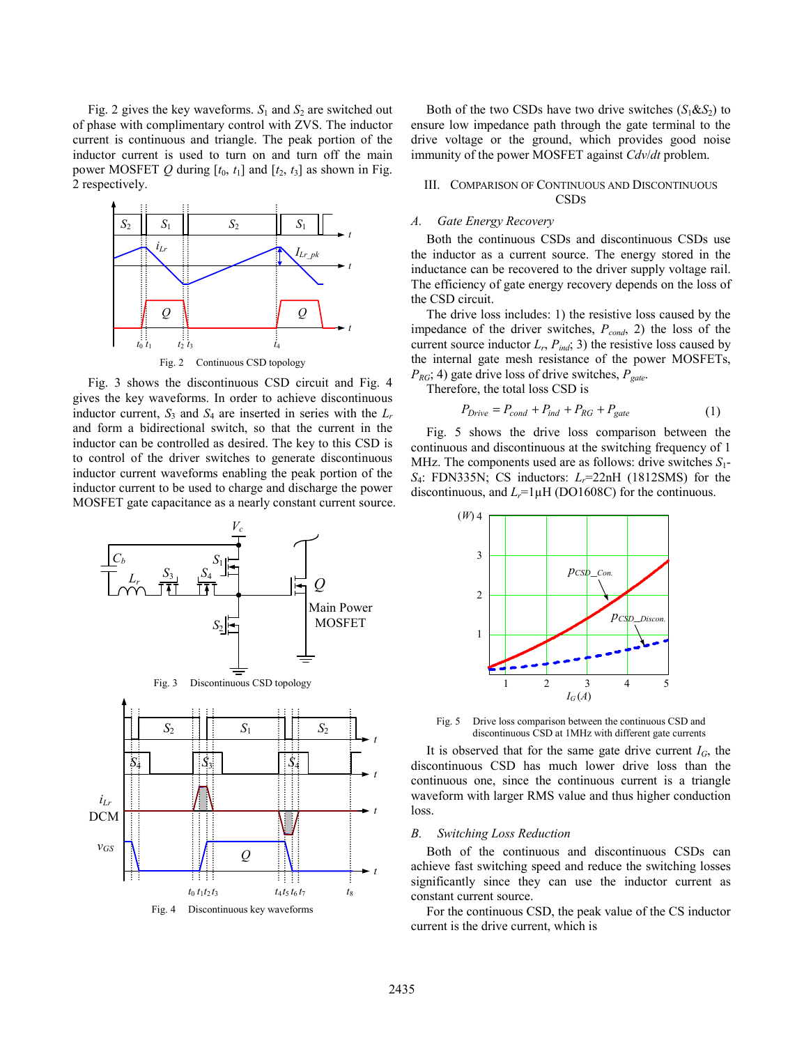Fig. 2 gives the key waveforms. $S_1$ and $S_2$ are switched out of phase with complimentary control with ZVS. The inductor current is continuous and triangle. The peak portion of the inductor current is used to turn on and turn off the main power MOSFET $Q$ during $[t_0, t_1]$ and $[t_2, t_3]$ as shown in Fig. 2 respectively.

Fig. 2 Continuous CSD topology

Fig. 3 shows the discontinuous CSD circuit and Fig. 4 gives the key waveforms. In order to achieve discontinuous inductor current, $S_3$ and $S_4$ are inserted in series with the $L_r$ and form a bidirectional switch, so that the current in the inductor can be controlled as desired. The key to this CSD is to control of the driver switches to generate discontinuous inductor current waveforms enabling the peak portion of the inductor current to be used to charge and discharge the power MOSFET gate capacitance as a nearly constant current source.

Fig. 3 Discontinuous CSD topology

Fig. 4 Discontinuous key waveforms

Both of the two CSDs have two drive switches ($S_1$&$S_2$) to ensure low impedance path through the gate terminal to the drive voltage or the ground, which provides good noise immunity of the power MOSFET against *Cdv*/*dt* problem.

## III. Comparison of Continuous and Discontinuous CSDs

### A. Gate Energy Recovery

Both the continuous CSDs and discontinuous CSDs use the inductor as a current source. The energy stored in the inductance can be recovered to the driver supply voltage rail. The efficiency of gate energy recovery depends on the loss of the CSD circuit.

The drive loss includes: 1) the resistive loss caused by the impedance of the driver switches, $P_{cond}$, 2) the loss of the current source inductor $L_r$, $P_{ind}$; 3) the resistive loss caused by the internal gate mesh resistance of the power MOSFETs, $P_{RG}$; 4) gate drive loss of drive switches, $P_{gate}$.

Therefore, the total loss CSD is

$$P_{Drive} = P_{cond} + P_{ind} + P_{RG} + P_{gate} \tag{1}$$

Fig. 5 shows the drive loss comparison between the continuous and discontinuous at the switching frequency of 1 MHz. The components used are as follows: drive switches $S_1$-$S_4$: FDN335N; CS inductors: $L_r$=22nH (1812SMS) for the discontinuous, and $L_r$=1μH (DO1608C) for the continuous.

Fig. 5 Drive loss comparison between the continuous CSD and discontinuous CSD at 1MHz with different gate currents

It is observed that for the same gate drive current $I_G$, the discontinuous CSD has much lower drive loss than the continuous one, since the continuous current is a triangle waveform with larger RMS value and thus higher conduction loss.

### B. Switching Loss Reduction

Both of the continuous and discontinuous CSDs can achieve fast switching speed and reduce the switching losses significantly since they can use the inductor current as constant current source.

For the continuous CSD, the peak value of the CS inductor current is the drive current, which is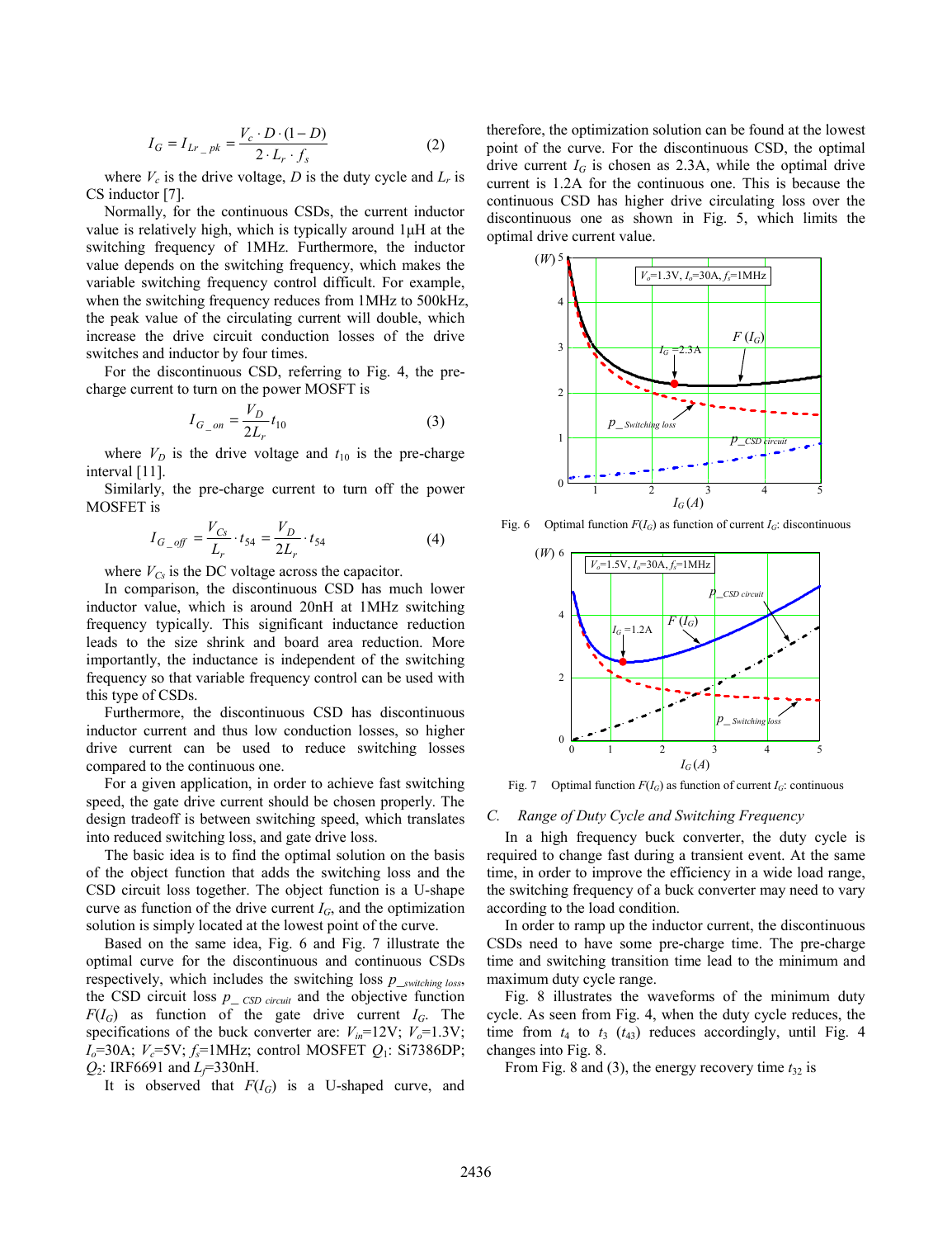$$I_G = I_{Lr\_pk} = \frac{V_c \cdot D \cdot (1-D)}{2 \cdot L_r \cdot f_s} \tag{2}$$

where $V_c$ is the drive voltage, $D$ is the duty cycle and $L_r$ is CS inductor [7].

Normally, for the continuous CSDs, the current inductor value is relatively high, which is typically around 1μH at the switching frequency of 1MHz. Furthermore, the inductor value depends on the switching frequency, which makes the variable switching frequency control difficult. For example, when the switching frequency reduces from 1MHz to 500kHz, the peak value of the circulating current will double, which increase the drive circuit conduction losses of the drive switches and inductor by four times.

For the discontinuous CSD, referring to Fig. 4, the pre-charge current to turn on the power MOSFT is

$$I_{G\_on} = \frac{V_D}{2L_r} t_{10} \tag{3}$$

where $V_D$ is the drive voltage and $t_{10}$ is the pre-charge interval [11].

Similarly, the pre-charge current to turn off the power MOSFET is

$$I_{G\_off} = \frac{V_{Cs}}{L_r} \cdot t_{54} = \frac{V_D}{2L_r} \cdot t_{54} \tag{4}$$

where $V_{Cs}$ is the DC voltage across the capacitor.

In comparison, the discontinuous CSD has much lower inductor value, which is around 20nH at 1MHz switching frequency typically. This significant inductance reduction leads to the size shrink and board area reduction. More importantly, the inductance is independent of the switching frequency so that variable frequency control can be used with this type of CSDs.

Furthermore, the discontinuous CSD has discontinuous inductor current and thus low conduction losses, so higher drive current can be used to reduce switching losses compared to the continuous one.

For a given application, in order to achieve fast switching speed, the gate drive current should be chosen properly. The design tradeoff is between switching speed, which translates into reduced switching loss, and gate drive loss.

The basic idea is to find the optimal solution on the basis of the object function that adds the switching loss and the CSD circuit loss together. The object function is a U-shape curve as function of the drive current $I_G$, and the optimization solution is simply located at the lowest point of the curve.

Based on the same idea, Fig. 6 and Fig. 7 illustrate the optimal curve for the discontinuous and continuous CSDs respectively, which includes the switching loss $p_{\_switching\ loss}$, the CSD circuit loss $p_{\_CSD\ circuit}$ and the objective function $F(I_G)$ as function of the gate drive current $I_G$. The specifications of the buck converter are: $V_{in}$=12V; $V_o$=1.3V; $I_o$=30A; $V_c$=5V; $f_s$=1MHz; control MOSFET $Q_1$: Si7386DP; $Q_2$: IRF6691 and $L_f$=330nH.

It is observed that $F(I_G)$ is a U-shaped curve, and therefore, the optimization solution can be found at the lowest point of the curve. For the discontinuous CSD, the optimal drive current $I_G$ is chosen as 2.3A, while the optimal drive current is 1.2A for the continuous one. This is because the continuous CSD has higher drive circulating loss over the discontinuous one as shown in Fig. 5, which limits the optimal drive current value.

Fig. 6 Optimal function $F(I_G)$ as function of current $I_G$: discontinuous

Fig. 7 Optimal function $F(I_G)$ as function of current $I_G$: continuous

### C. Range of Duty Cycle and Switching Frequency

In a high frequency buck converter, the duty cycle is required to change fast during a transient event. At the same time, in order to improve the efficiency in a wide load range, the switching frequency of a buck converter may need to vary according to the load condition.

In order to ramp up the inductor current, the discontinuous CSDs need to have some pre-charge time. The pre-charge time and switching transition time lead to the minimum and maximum duty cycle range.

Fig. 8 illustrates the waveforms of the minimum duty cycle. As seen from Fig. 4, when the duty cycle reduces, the time from $t_4$ to $t_3$ ($t_{43}$) reduces accordingly, until Fig. 4 changes into Fig. 8.

From Fig. 8 and (3), the energy recovery time $t_{32}$ is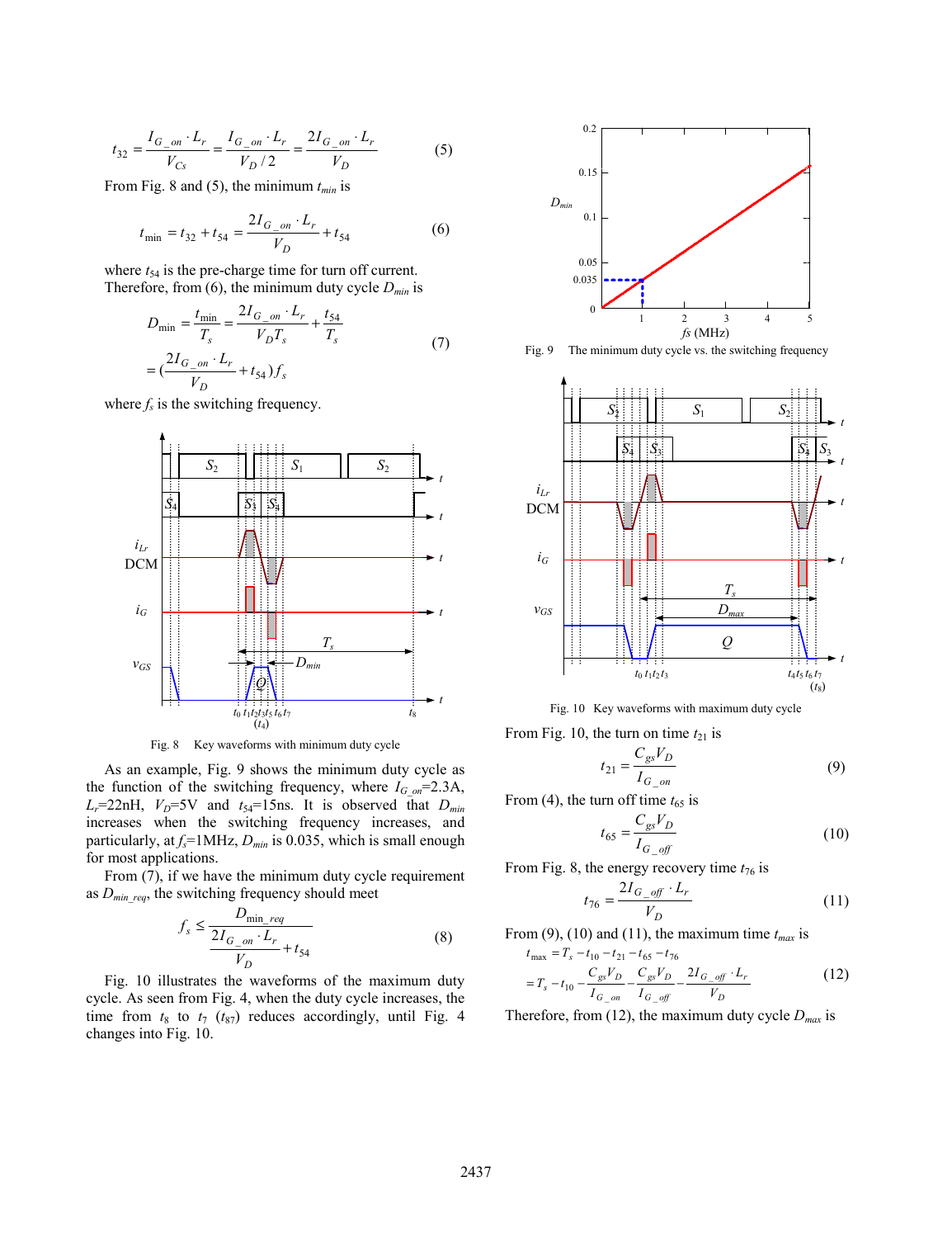$$t_{32} = \frac{I_{G\_on} \cdot L_r}{V_{Cs}} = \frac{I_{G\_on} \cdot L_r}{V_D / 2} = \frac{2 I_{G\_on} \cdot L_r}{V_D} \tag{5}$$

From Fig. 8 and (5), the minimum $t_{min}$ is

$$t_{\min} = t_{32} + t_{54} = \frac{2 I_{G\_on} \cdot L_r}{V_D} + t_{54} \tag{6}$$

where $t_{54}$ is the pre-charge time for turn off current. Therefore, from (6), the minimum duty cycle $D_{min}$ is

$$D_{\min} = \frac{t_{\min}}{T_s} = \frac{2 I_{G\_on} \cdot L_r}{V_D T_s} + \frac{t_{54}}{T_s} = \left(\frac{2 I_{G\_on} \cdot L_r}{V_D} + t_{54}\right) f_s \tag{7}$$

where $f_s$ is the switching frequency.

Fig. 8 Key waveforms with minimum duty cycle

As an example, Fig. 9 shows the minimum duty cycle as the function of the switching frequency, where $I_{G\_on}$=2.3A, $L_r$=22nH, $V_D$=5V and $t_{54}$=15ns. It is observed that $D_{min}$ increases when the switching frequency increases, and particularly, at $f_s$=1MHz, $D_{min}$ is 0.035, which is small enough for most applications.

From (7), if we have the minimum duty cycle requirement as $D_{min\_req}$, the switching frequency should meet

$$f_s \leq \frac{D_{\min\_req}}{\frac{2 I_{G\_on} \cdot L_r}{V_D} + t_{54}} \tag{8}$$

Fig. 10 illustrates the waveforms of the maximum duty cycle. As seen from Fig. 4, when the duty cycle increases, the time from $t_8$ to $t_7$ ($t_{87}$) reduces accordingly, until Fig. 4 changes into Fig. 10.

Fig. 9 The minimum duty cycle vs. the switching frequency

Fig. 10 Key waveforms with maximum duty cycle

From Fig. 10, the turn on time $t_{21}$ is

$$t_{21} = \frac{C_{gs} V_D}{I_{G\_on}} \tag{9}$$

From (4), the turn off time $t_{65}$ is

$$t_{65} = \frac{C_{gs} V_D}{I_{G\_off}} \tag{10}$$

From Fig. 8, the energy recovery time $t_{76}$ is

$$t_{76} = \frac{2 I_{G\_off} \cdot L_r}{V_D} \tag{11}$$

From (9), (10) and (11), the maximum time $t_{max}$ is

$$t_{\max} = T_s - t_{10} - t_{21} - t_{65} - t_{76} = T_s - t_{10} - \frac{C_{gs} V_D}{I_{G\_on}} - \frac{C_{gs} V_D}{I_{G\_off}} - \frac{2 I_{G\_off} \cdot L_r}{V_D} \tag{12}$$

Therefore, from (12), the maximum duty cycle $D_{max}$ is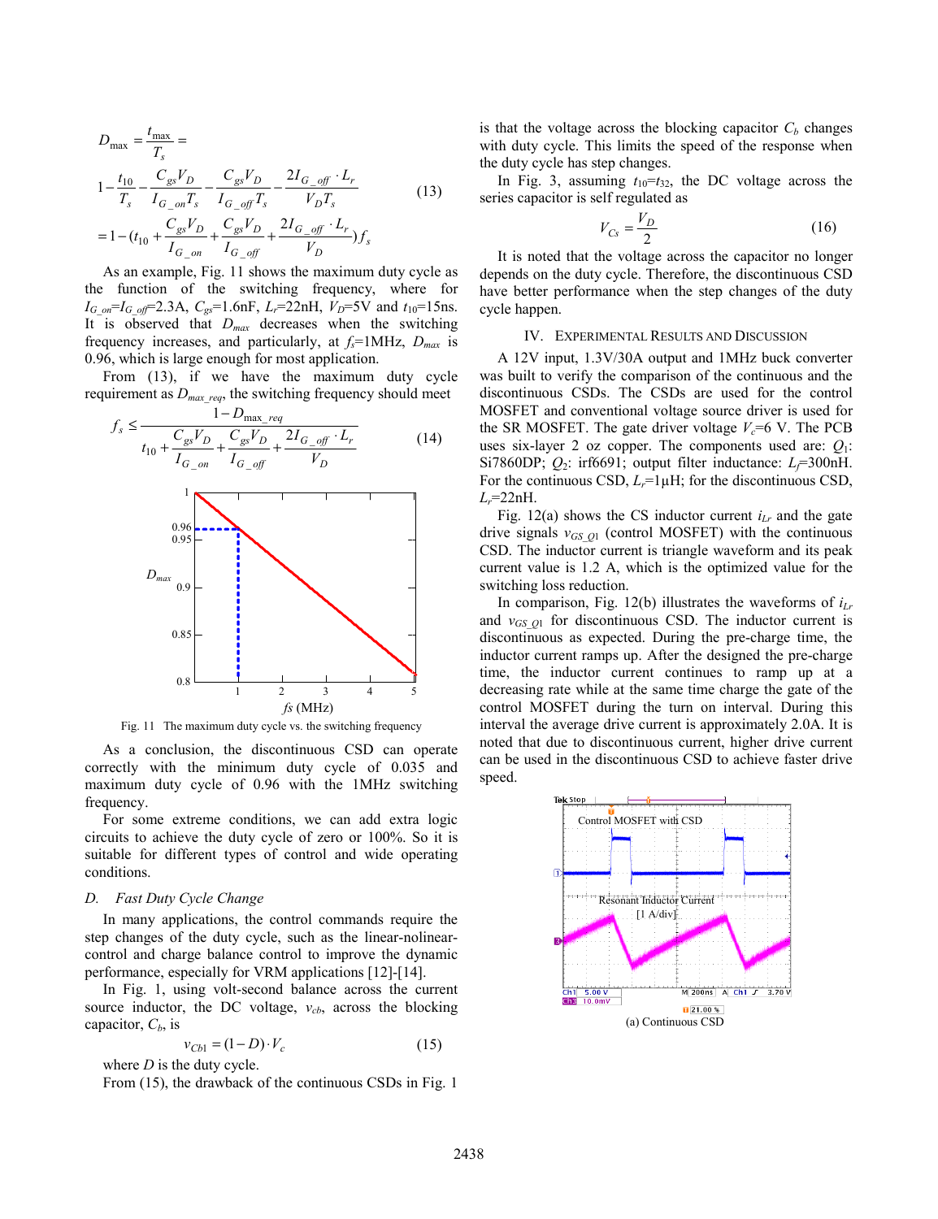$$D_{\max} = \frac{t_{\max}}{T_s} = 1 - \frac{t_{10}}{T_s} - \frac{C_{gs} V_D}{I_{G\_on} T_s} - \frac{C_{gs} V_D}{I_{G\_off} T_s} - \frac{2 I_{G\_off} \cdot L_r}{V_D T_s} = 1 - (t_{10} + \frac{C_{gs} V_D}{I_{G\_on}} + \frac{C_{gs} V_D}{I_{G\_off}} + \frac{2 I_{G\_off} \cdot L_r}{V_D}) f_s \quad (13)$$

As an example, Fig. 11 shows the maximum duty cycle as the function of the switching frequency, where for $I_{G\_on}=I_{G\_off}=2.3A$, $C_{gs}=1.6nF$, $L_r=22nH$, $V_D=5V$ and $t_{10}=15ns$. It is observed that $D_{max}$ decreases when the switching frequency increases, and particularly, at $f_s=1MHz$, $D_{max}$ is 0.96, which is large enough for most application.

From (13), if we have the maximum duty cycle requirement as $D_{max\_req}$, the switching frequency should meet

$$f_s \le \frac{1 - D_{\max\_req}}{t_{10} + \frac{C_{gs} V_D}{I_{G\_on}} + \frac{C_{gs} V_D}{I_{G\_off}} + \frac{2 I_{G\_off} \cdot L_r}{V_D}} \quad (14)$$

Fig. 11 The maximum duty cycle vs. the switching frequency

As a conclusion, the discontinuous CSD can operate correctly with the minimum duty cycle of 0.035 and maximum duty cycle of 0.96 with the 1MHz switching frequency.

For some extreme conditions, we can add extra logic circuits to achieve the duty cycle of zero or 100%. So it is suitable for different types of control and wide operating conditions.

### D. Fast Duty Cycle Change

In many applications, the control commands require the step changes of the duty cycle, such as the linear-nolinear-control and charge balance control to improve the dynamic performance, especially for VRM applications [12]-[14].

In Fig. 1, using volt-second balance across the current source inductor, the DC voltage, $v_{cb}$, across the blocking capacitor, $C_b$, is

$$v_{Cb1} = (1 - D) \cdot V_c \quad (15)$$

where $D$ is the duty cycle.

From (15), the drawback of the continuous CSDs in Fig. 1 is that the voltage across the blocking capacitor $C_b$ changes with duty cycle. This limits the speed of the response when the duty cycle has step changes.

In Fig. 3, assuming $t_{10}=t_{32}$, the DC voltage across the series capacitor is self regulated as

$$V_{Cs} = \frac{V_D}{2} \quad (16)$$

It is noted that the voltage across the capacitor no longer depends on the duty cycle. Therefore, the discontinuous CSD have better performance when the step changes of the duty cycle happen.

## IV. Experimental Results and Discussion

A 12V input, 1.3V/30A output and 1MHz buck converter was built to verify the comparison of the continuous and the discontinuous CSDs. The CSDs are used for the control MOSFET and conventional voltage source driver is used for the SR MOSFET. The gate driver voltage $V_c=6$ V. The PCB uses six-layer 2 oz copper. The components used are: $Q_1$: Si7860DP; $Q_2$: irf6691; output filter inductance: $L_f=300nH$. For the continuous CSD, $L_r=1\mu H$; for the discontinuous CSD, $L_r=22nH$.

Fig. 12(a) shows the CS inductor current $i_{Lr}$ and the gate drive signals $v_{GS\_Q1}$ (control MOSFET) with the continuous CSD. The inductor current is triangle waveform and its peak current value is 1.2 A, which is the optimized value for the switching loss reduction.

In comparison, Fig. 12(b) illustrates the waveforms of $i_{Lr}$ and $v_{GS\_Q1}$ for discontinuous CSD. The inductor current is discontinuous as expected. During the pre-charge time, the inductor current ramps up. After the designed the pre-charge time, the inductor current continues to ramp up at a decreasing rate while at the same time charge the gate of the control MOSFET during the turn on interval. During this interval the average drive current is approximately 2.0A. It is noted that due to discontinuous current, higher drive current can be used in the discontinuous CSD to achieve faster drive speed.

(a) Continuous CSD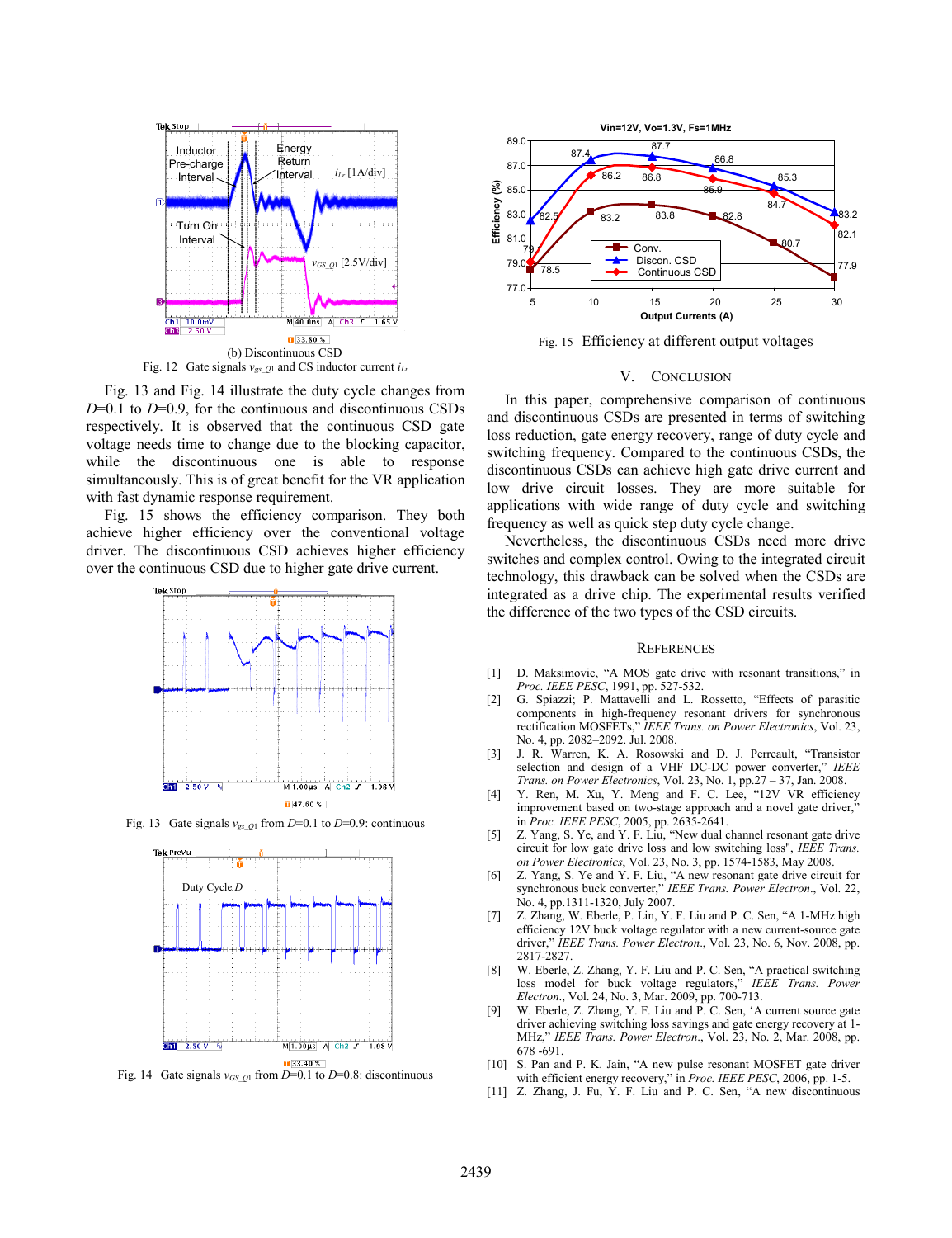(b) Discontinuous CSD

Fig. 12 Gate signals $v_{gs\_Q1}$ and CS inductor current $i_{Lr}$

Fig. 13 and Fig. 14 illustrate the duty cycle changes from $D$=0.1 to $D$=0.9, for the continuous and discontinuous CSDs respectively. It is observed that the continuous CSD gate voltage needs time to change due to the blocking capacitor, while the discontinuous one is able to response simultaneously. This is of great benefit for the VR application with fast dynamic response requirement.

Fig. 15 shows the efficiency comparison. They both achieve higher efficiency over the conventional voltage driver. The discontinuous CSD achieves higher efficiency over the continuous CSD due to higher gate drive current.

Fig. 13 Gate signals $v_{gs\_Q1}$ from $D$=0.1 to $D$=0.9: continuous

Fig. 14 Gate signals $v_{GS\_Q1}$ from $D$=0.1 to $D$=0.8: discontinuous

Fig. 15 Efficiency at different output voltages

## V. Conclusion

In this paper, comprehensive comparison of continuous and discontinuous CSDs are presented in terms of switching loss reduction, gate energy recovery, range of duty cycle and switching frequency. Compared to the continuous CSDs, the discontinuous CSDs can achieve high gate drive current and low drive circuit losses. They are more suitable for applications with wide range of duty cycle and switching frequency as well as quick step duty cycle change.

Nevertheless, the discontinuous CSDs need more drive switches and complex control. Owing to the integrated circuit technology, this drawback can be solved when the CSDs are integrated as a drive chip. The experimental results verified the difference of the two types of the CSD circuits.

## References

[1] D. Maksimovic, "A MOS gate drive with resonant transitions," in *Proc. IEEE PESC*, 1991, pp. 527-532.

[2] G. Spiazzi; P. Mattavelli and L. Rossetto, "Effects of parasitic components in high-frequency resonant drivers for synchronous rectification MOSFETs," *IEEE Trans. on Power Electronics*, Vol. 23, No. 4, pp. 2082–2092. Jul. 2008.

[3] J. R. Warren, K. A. Rosowski and D. J. Perreault, "Transistor selection and design of a VHF DC-DC power converter," *IEEE Trans. on Power Electronics*, Vol. 23, No. 1, pp.27 – 37, Jan. 2008.

[4] Y. Ren, M. Xu, Y. Meng and F. C. Lee, "12V VR efficiency improvement based on two-stage approach and a novel gate driver," in *Proc. IEEE PESC*, 2005, pp. 2635-2641.

[5] Z. Yang, S. Ye, and Y. F. Liu, "New dual channel resonant gate drive circuit for low gate drive loss and low switching loss", *IEEE Trans. on Power Electronics*, Vol. 23, No. 3, pp. 1574-1583, May 2008.

[6] Z. Yang, S. Ye and Y. F. Liu, "A new resonant gate drive circuit for synchronous buck converter," *IEEE Trans. Power Electron*., Vol. 22, No. 4, pp.1311-1320, July 2007.

[7] Z. Zhang, W. Eberle, P. Lin, Y. F. Liu and P. C. Sen, "A 1-MHz high efficiency 12V buck voltage regulator with a new current-source gate driver," *IEEE Trans. Power Electron*., Vol. 23, No. 6, Nov. 2008, pp. 2817-2827.

[8] W. Eberle, Z. Zhang, Y. F. Liu and P. C. Sen, "A practical switching loss model for buck voltage regulators," *IEEE Trans. Power Electron*., Vol. 24, No. 3, Mar. 2009, pp. 700-713.

[9] W. Eberle, Z. Zhang, Y. F. Liu and P. C. Sen, 'A current source gate driver achieving switching loss savings and gate energy recovery at 1-MHz," *IEEE Trans. Power Electron*., Vol. 23, No. 2, Mar. 2008, pp. 678 -691.

[10] S. Pan and P. K. Jain, "A new pulse resonant MOSFET gate driver with efficient energy recovery," in *Proc. IEEE PESC*, 2006, pp. 1-5.

[11] Z. Zhang, J. Fu, Y. F. Liu and P. C. Sen, "A new discontinuous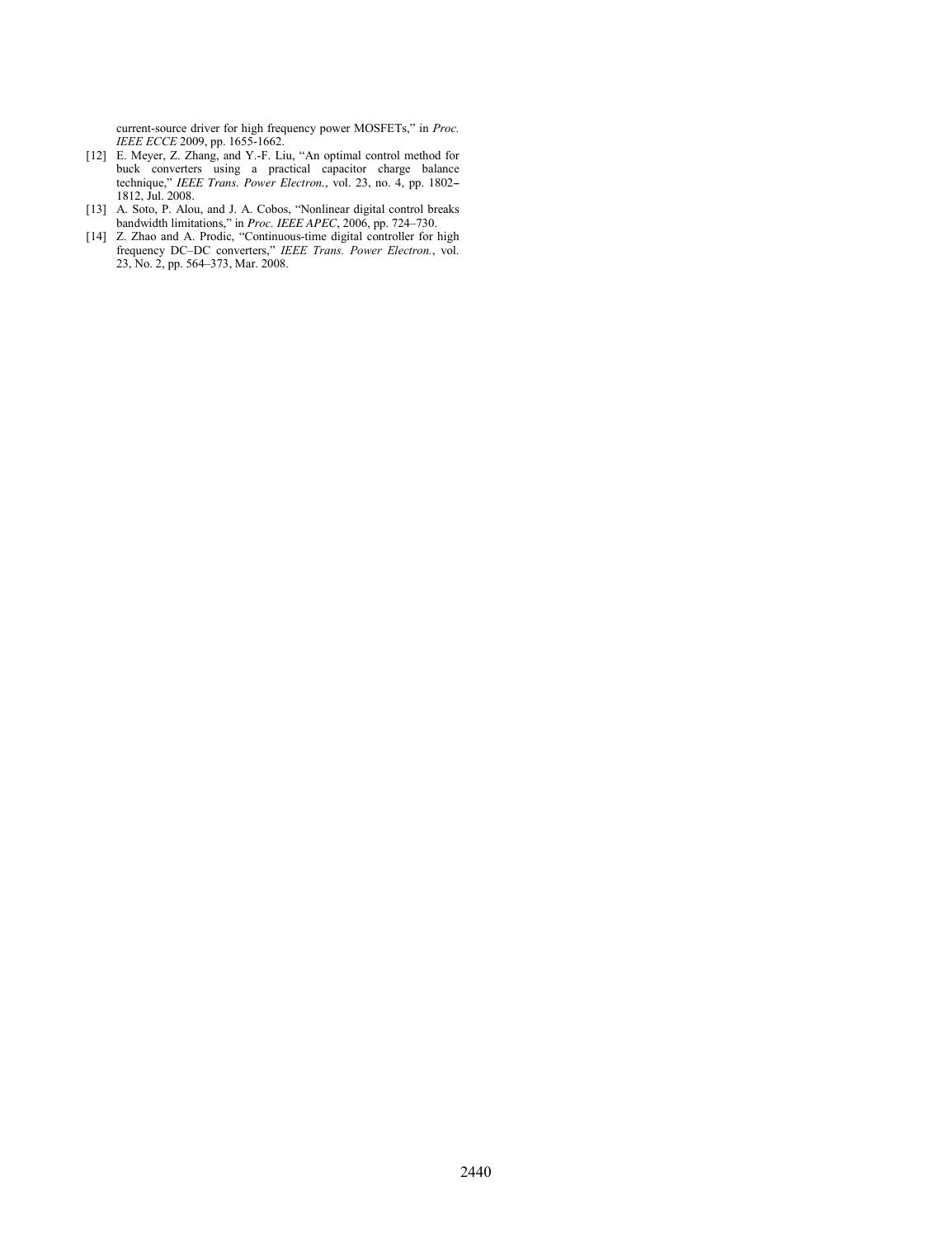current-source driver for high frequency power MOSFETs," in *Proc. IEEE ECCE* 2009, pp. 1655-1662.

[12] E. Meyer, Z. Zhang, and Y.-F. Liu, "An optimal control method for buck converters using a practical capacitor charge balance technique," *IEEE Trans. Power Electron.*, vol. 23, no. 4, pp. 1802–1812, Jul. 2008.

[13] A. Soto, P. Alou, and J. A. Cobos, "Nonlinear digital control breaks bandwidth limitations," in *Proc. IEEE APEC*, 2006, pp. 724–730.

[14] Z. Zhao and A. Prodic, "Continuous-time digital controller for high frequency DC–DC converters," *IEEE Trans. Power Electron.*, vol. 23, No. 2, pp. 564–373, Mar. 2008.